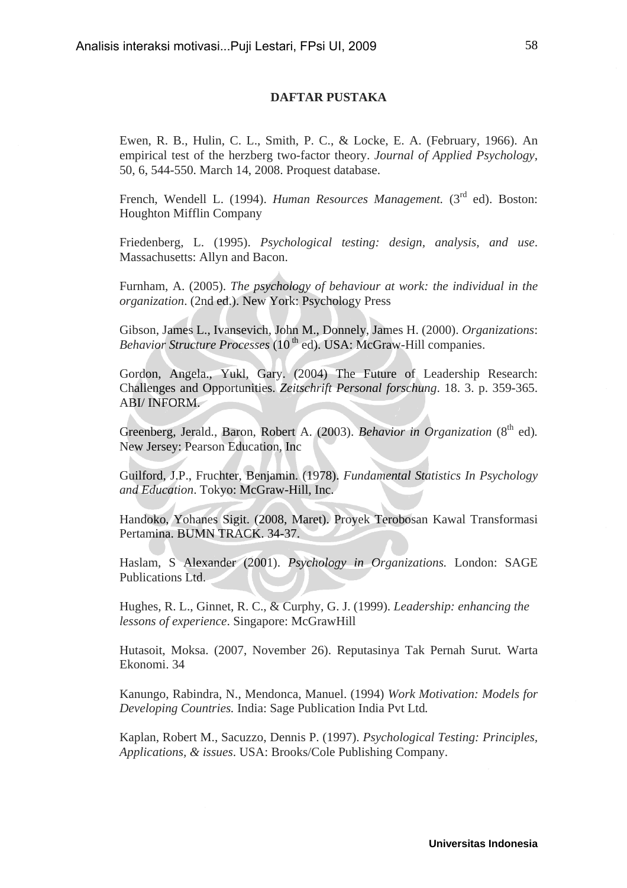## DAFTAR PUSTAKA

Ewen, R. B., Hulin, C. L., Smith, P. C., & Locke, E. A. (February, 1966). An empirical test of the herzberg two-factor theory. *Journal of Applied Psychology*, 50, 6, 544-550. March 14, 2008. Proquest database.

French, Wendell L. (1994). *Human Resources Management.* (3rd ed). Boston: Houghton Mifflin Company

Friedenberg, L. (1995). *Psychological testing: design, analysis, and use*. Massachusetts: Allyn and Bacon.

Furnham, A. (2005). *The psychology of behaviour at work: the individual in the organization*. (2nd ed.). New York: Psychology Press

Gibson, James L., Ivansevich, John M., Donnely, James H. (2000). *Organizations*: *Behavior Structure Processes* (10 th ed). USA: McGraw-Hill companies.

Gordon, Angela., Yukl, Gary. (2004) The Future of Leadership Research: Challenges and Opportunities. *Zeitschrift Personal forschung*. 18. 3. p. 359-365. ABI/ INFORM.

Greenberg, Jerald., Baron, Robert A. (2003). *Behavior in Organization* (8th ed). New Jersey: Pearson Education, Inc

Guilford, J.P., Fruchter, Benjamin. (1978). *Fundamental Statistics In Psychology and Education*. Tokyo: McGraw-Hill, Inc.

Handoko, Yohanes Sigit. (2008, Maret). Proyek Terobosan Kawal Transformasi Pertamina. BUMN TRACK. 34-37.

Haslam, S Alexander (2001). *Psychology in Organizations.* London: SAGE Publications Ltd.

Hughes, R. L., Ginnet, R. C., & Curphy, G. J. (1999). *Leadership: enhancing the lessons of experience*. Singapore: McGrawHill

Hutasoit, Moksa. (2007, November 26). Reputasinya Tak Pernah Surut*.* Warta Ekonomi. 34

Kanungo, Rabindra, N., Mendonca, Manuel. (1994) *Work Motivation: Models for Developing Countries.* India: Sage Publication India Pvt Ltd*.*

Kaplan, Robert M., Sacuzzo, Dennis P. (1997). *Psychological Testing: Principles, Applications, & issues*. USA: Brooks/Cole Publishing Company.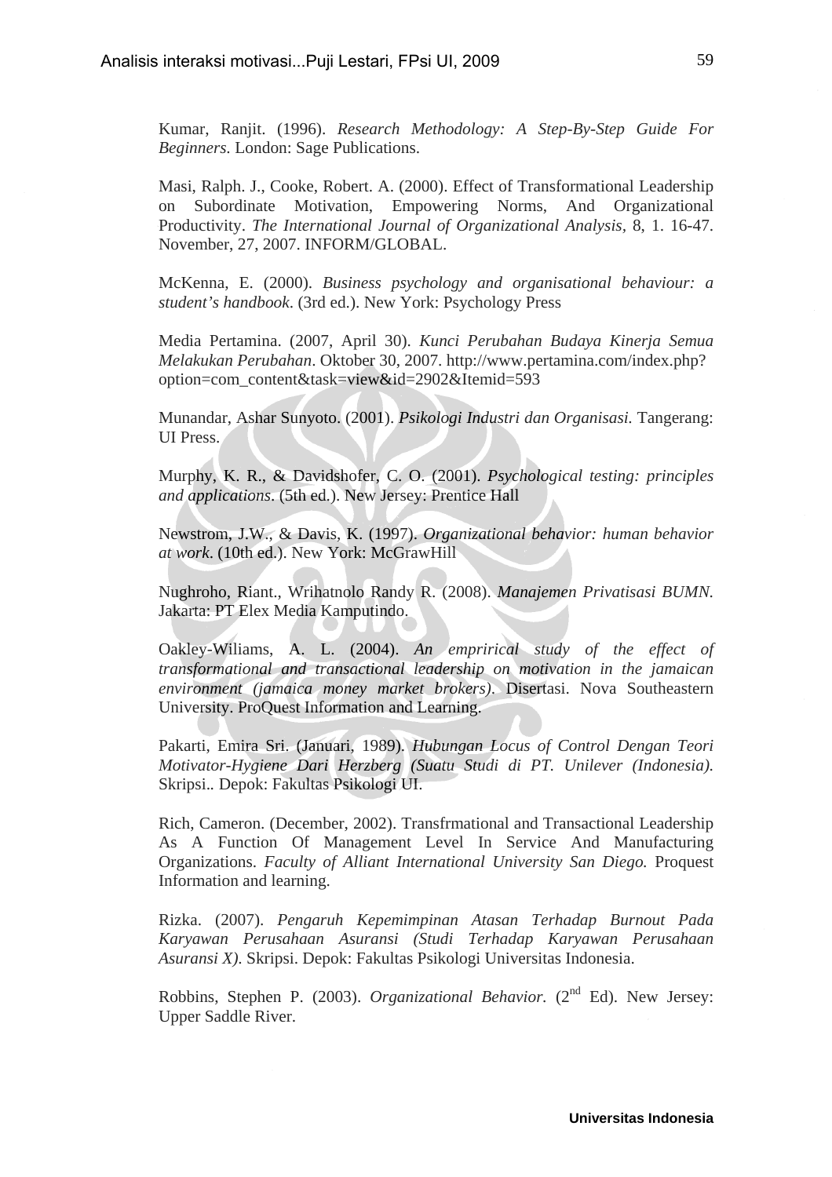Kumar, Ranjit. (1996). *Research Methodology: A Step-By-Step Guide For Beginners.* London: Sage Publications.

Masi, Ralph. J., Cooke, Robert. A. (2000). Effect of Transformational Leadership on Subordinate Motivation, Empowering Norms, And Organizational Productivity. *The International Journal of Organizational Analysis,* 8, 1. 16-47. November, 27, 2007. INFORM/GLOBAL.

McKenna, E. (2000). *Business psychology and organisational behaviour: a student's handbook*. (3rd ed.). New York: Psychology Press

Media Pertamina. (2007, April 30). *Kunci Perubahan Budaya Kinerja Semua Melakukan Perubahan*. Oktober 30, 2007. http://www.pertamina.com/index.php?option=com_content&task=view&id=2902&Itemid=593

Munandar, Ashar Sunyoto. (2001). *Psikologi Industri dan Organisasi.* Tangerang: UI Press.

Murphy, K. R., & Davidshofer, C. O. (2001). *Psychological testing: principles and applications*. (5th ed.). New Jersey: Prentice Hall

Newstrom, J.W., & Davis, K. (1997). *Organizational behavior: human behavior at work*. (10th ed.). New York: McGrawHill

Nughroho, Riant., Wrihatnolo Randy R. (2008). *Manajemen Privatisasi BUMN.* Jakarta: PT Elex Media Kamputindo.

Oakley-Wiliams, A. L. (2004). *An emprirical study of the effect of transformational and transactional leadership on motivation in the jamaican environment (jamaica money market brokers)*. Disertasi. Nova Southeastern University. ProQuest Information and Learning.

Pakarti, Emira Sri. (Januari, 1989). *Hubungan Locus of Control Dengan Teori Motivator-Hygiene Dari Herzberg (Suatu Studi di PT. Unilever (Indonesia).* Skripsi.. Depok: Fakultas Psikologi UI.

Rich, Cameron. (December, 2002). Transfrmational and Transactional Leadership As A Function Of Management Level In Service And Manufacturing Organizations. *Faculty of Alliant International University San Diego.* Proquest Information and learning.

Rizka. (2007). *Pengaruh Kepemimpinan Atasan Terhadap Burnout Pada Karyawan Perusahaan Asuransi (Studi Terhadap Karyawan Perusahaan Asuransi X).* Skripsi. Depok: Fakultas Psikologi Universitas Indonesia.

Robbins, Stephen P. (2003). *Organizational Behavior.* (2nd Ed). New Jersey: Upper Saddle River.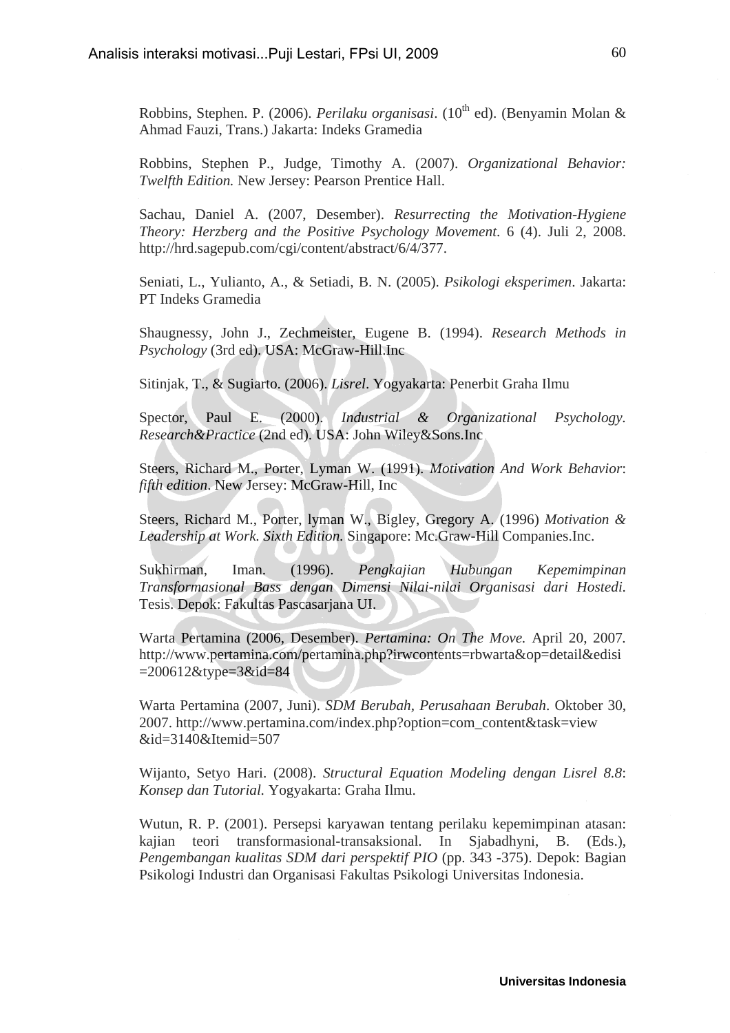Robbins, Stephen. P. (2006). *Perilaku organisasi*. (10th ed). (Benyamin Molan & Ahmad Fauzi, Trans.) Jakarta: Indeks Gramedia

Robbins, Stephen P., Judge, Timothy A. (2007). *Organizational Behavior: Twelfth Edition.* New Jersey: Pearson Prentice Hall.

Sachau, Daniel A. (2007, Desember). *Resurrecting the Motivation-Hygiene Theory: Herzberg and the Positive Psychology Movement*. 6 (4). Juli 2, 2008. http://hrd.sagepub.com/cgi/content/abstract/6/4/377.

Seniati, L., Yulianto, A., & Setiadi, B. N. (2005). *Psikologi eksperimen*. Jakarta: PT Indeks Gramedia

Shaugnessy, John J., Zechmeister, Eugene B. (1994). *Research Methods in Psychology* (3rd ed). USA: McGraw-Hill.Inc

Sitinjak, T., & Sugiarto. (2006). *Lisrel*. Yogyakarta: Penerbit Graha Ilmu

Spector, Paul E. (2000). *Industrial & Organizational Psychology. Research&Practice* (2nd ed). USA: John Wiley&Sons.Inc

Steers, Richard M., Porter, Lyman W. (1991). *Motivation And Work Behavior*: *fifth edition*. New Jersey: McGraw-Hill, Inc

Steers, Richard M., Porter, lyman W., Bigley, Gregory A. (1996) *Motivation & Leadership at Work. Sixth Edition.* Singapore: Mc.Graw-Hill Companies.Inc.

Sukhirman, Iman. (1996). *Pengkajian Hubungan Kepemimpinan Transformasional Bass dengan Dimensi Nilai-nilai Organisasi dari Hostedi.* Tesis. Depok: Fakultas Pascasarjana UI.

Warta Pertamina (2006, Desember). *Pertamina: On The Move.* April 20, 2007. http://www.pertamina.com/pertamina.php?irwcontents=rbwarta&op=detail&edisi=200612&type=3&id=84

Warta Pertamina (2007, Juni). *SDM Berubah, Perusahaan Berubah*. Oktober 30, 2007. http://www.pertamina.com/index.php?option=com_content&task=view&id=3140&Itemid=507

Wijanto, Setyo Hari. (2008). *Structural Equation Modeling dengan Lisrel 8.8*: *Konsep dan Tutorial.* Yogyakarta: Graha Ilmu.

Wutun, R. P. (2001). Persepsi karyawan tentang perilaku kepemimpinan atasan: kajian teori transformasional-transaksional. In Sjabadhyni, B. (Eds.), *Pengembangan kualitas SDM dari perspektif PIO* (pp. 343 -375). Depok: Bagian Psikologi Industri dan Organisasi Fakultas Psikologi Universitas Indonesia.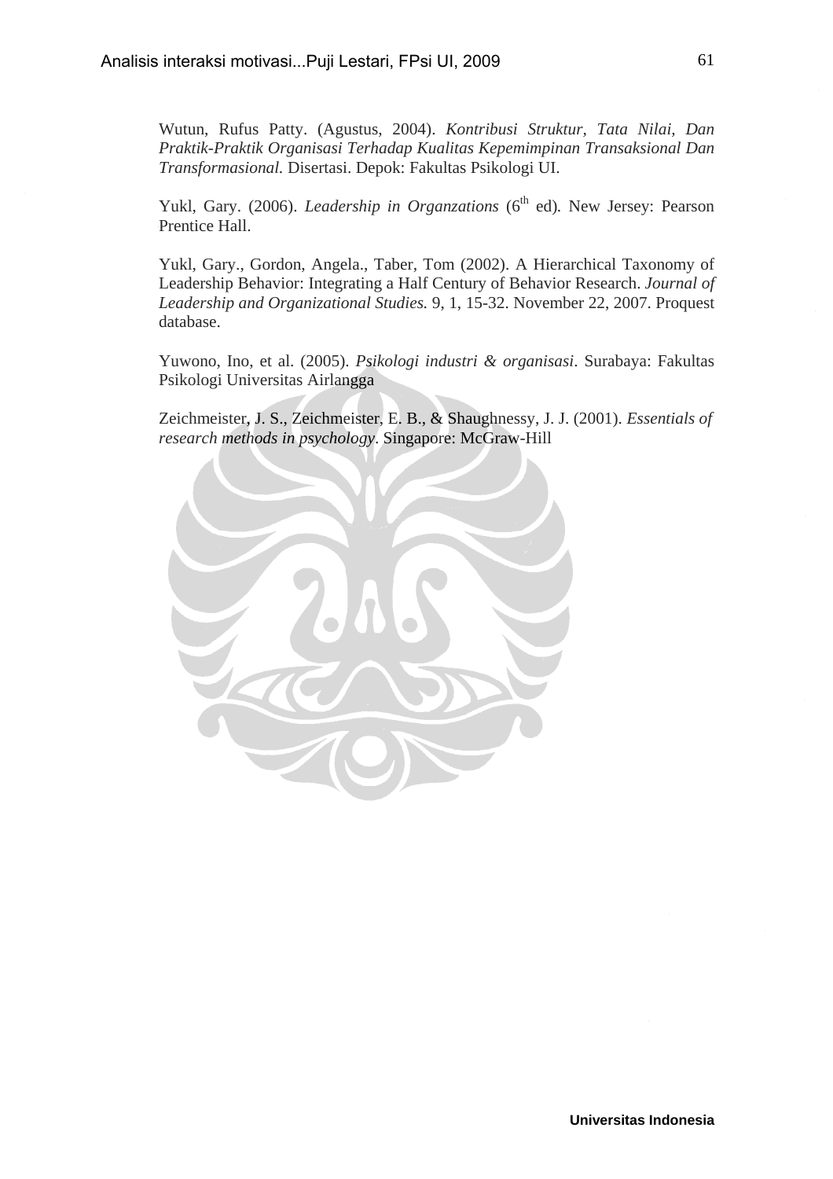Wutun, Rufus Patty. (Agustus, 2004). *Kontribusi Struktur, Tata Nilai, Dan Praktik-Praktik Organisasi Terhadap Kualitas Kepemimpinan Transaksional Dan Transformasional.* Disertasi. Depok: Fakultas Psikologi UI.

Yukl, Gary. (2006). *Leadership in Organzations* (6$^{th}$ ed)*.* New Jersey: Pearson Prentice Hall.

Yukl, Gary., Gordon, Angela., Taber, Tom (2002). A Hierarchical Taxonomy of Leadership Behavior: Integrating a Half Century of Behavior Research. *Journal of Leadership and Organizational Studies.* 9, 1, 15-32. November 22, 2007. Proquest database.

Yuwono, Ino, et al. (2005). *Psikologi industri & organisasi*. Surabaya: Fakultas Psikologi Universitas Airlangga

Zeichmeister, J. S., Zeichmeister, E. B., & Shaughnessy, J. J. (2001). *Essentials of research methods in psychology*. Singapore: McGraw-Hill